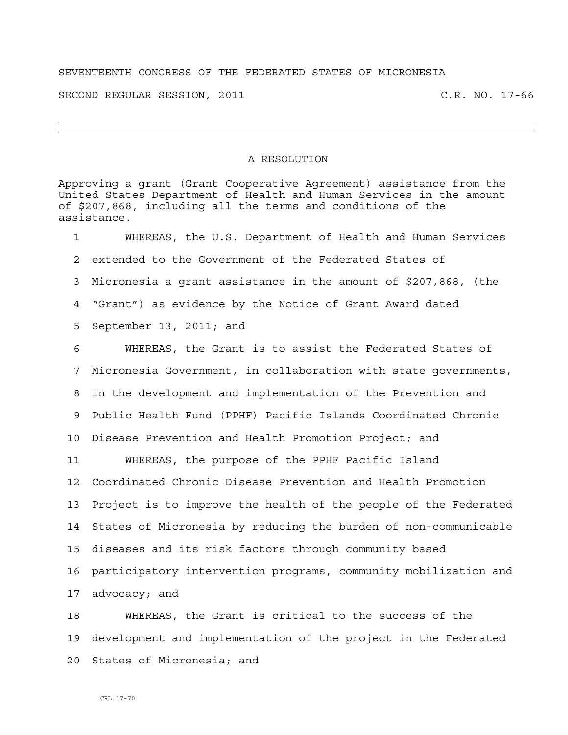SEVENTEENTH CONGRESS OF THE FEDERATED STATES OF MICRONESIA

SECOND REGULAR SESSION, 2011 C.R. NO. 17-66

---

# A RESOLUTION

Approving a grant (Grant Cooperative Agreement) assistance from the United States Department of Health and Human Services in the amount of $207,868, including all the terms and conditions of the assistance.

1 WHEREAS, the U.S. Department of Health and Human Services
2 extended to the Government of the Federated States of
3 Micronesia a grant assistance in the amount of $207,868, (the
4 "Grant") as evidence by the Notice of Grant Award dated
5 September 13, 2011; and
6 WHEREAS, the Grant is to assist the Federated States of
7 Micronesia Government, in collaboration with state governments,
8 in the development and implementation of the Prevention and
9 Public Health Fund (PPHF) Pacific Islands Coordinated Chronic
10 Disease Prevention and Health Promotion Project; and
11 WHEREAS, the purpose of the PPHF Pacific Island
12 Coordinated Chronic Disease Prevention and Health Promotion
13 Project is to improve the health of the people of the Federated
14 States of Micronesia by reducing the burden of non-communicable
15 diseases and its risk factors through community based
16 participatory intervention programs, community mobilization and
17 advocacy; and
18 WHEREAS, the Grant is critical to the success of the
19 development and implementation of the project in the Federated
20 States of Micronesia; and

CRL 17-70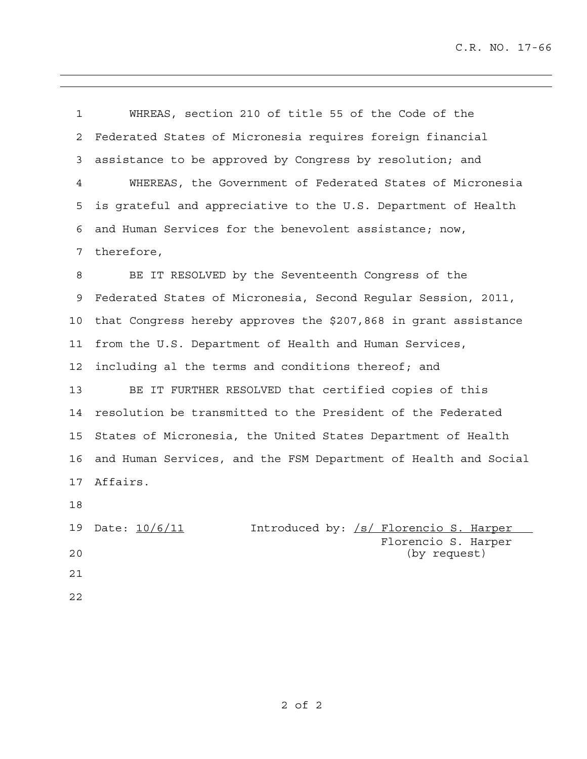WHREAS, section 210 of title 55 of the Code of the Federated States of Micronesia requires foreign financial assistance to be approved by Congress by resolution; and

WHEREAS, the Government of Federated States of Micronesia is grateful and appreciative to the U.S. Department of Health and Human Services for the benevolent assistance; now, therefore,

BE IT RESOLVED by the Seventeenth Congress of the Federated States of Micronesia, Second Regular Session, 2011, that Congress hereby approves the $207,868 in grant assistance from the U.S. Department of Health and Human Services, including al the terms and conditions thereof; and

BE IT FURTHER RESOLVED that certified copies of this resolution be transmitted to the President of the Federated States of Micronesia, the United States Department of Health and Human Services, and the FSM Department of Health and Social Affairs.

Date: 10/6/11

Introduced by: /s/ Florencio S. Harper
Florencio S. Harper
(by request)